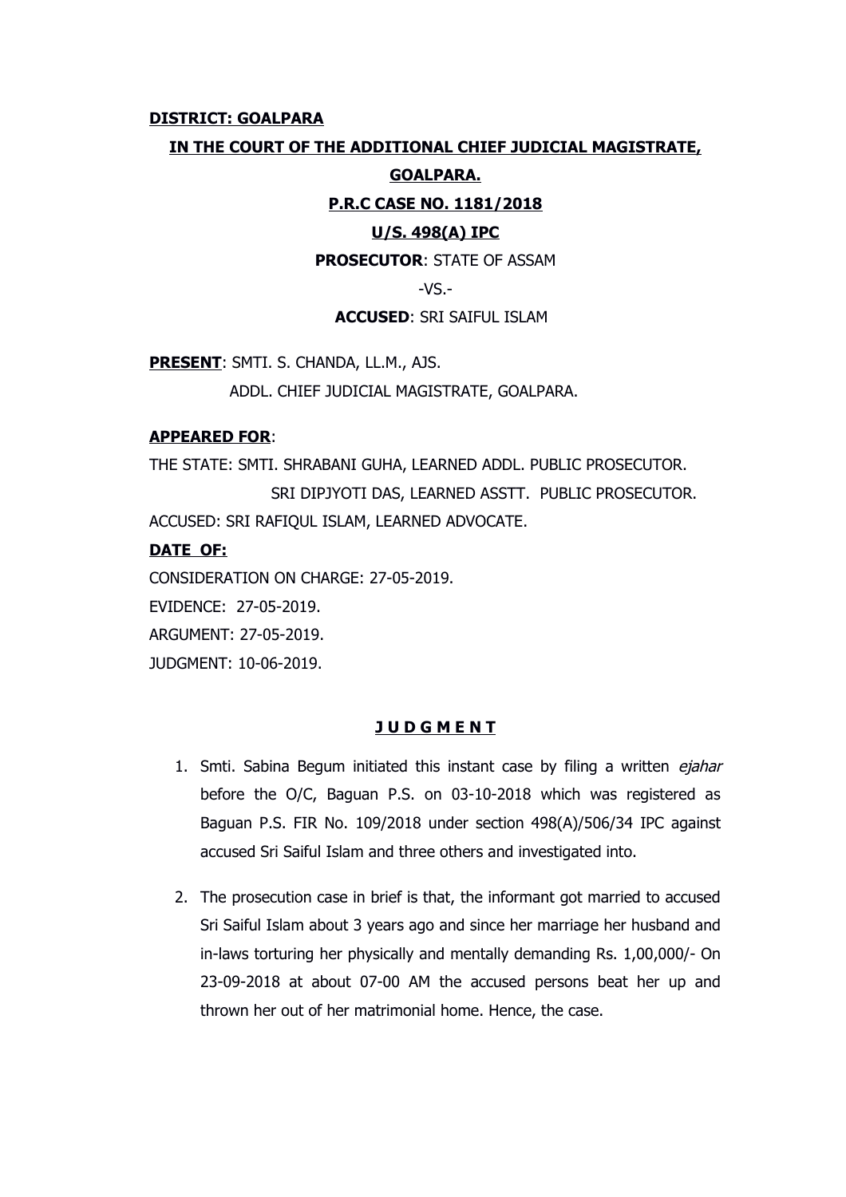**DISTRICT: GOALPARA**

**IN THE COURT OF THE ADDITIONAL CHIEF JUDICIAL MAGISTRATE, GOALPARA.**

**P.R.C CASE NO. 1181/2018**

**U/S. 498(A) IPC**

**PROSECUTOR**: STATE OF ASSAM

-VS.-

**ACCUSED**: SRI SAIFUL ISLAM

**PRESENT**: SMTI. S. CHANDA, LL.M., AJS.

ADDL. CHIEF JUDICIAL MAGISTRATE, GOALPARA.

**APPEARED FOR**:

THE STATE: SMTI. SHRABANI GUHA, LEARNED ADDL. PUBLIC PROSECUTOR.

SRI DIPJYOTI DAS, LEARNED ASSTT. PUBLIC PROSECUTOR.

ACCUSED: SRI RAFIQUL ISLAM, LEARNED ADVOCATE.

**DATE OF:**

CONSIDERATION ON CHARGE: 27-05-2019.

EVIDENCE: 27-05-2019.

ARGUMENT: 27-05-2019.

JUDGMENT: 10-06-2019.

**J U D G M E N T**

1. Smti. Sabina Begum initiated this instant case by filing a written *ejahar* before the O/C, Baguan P.S. on 03-10-2018 which was registered as Baguan P.S. FIR No. 109/2018 under section 498(A)/506/34 IPC against accused Sri Saiful Islam and three others and investigated into.

2. The prosecution case in brief is that, the informant got married to accused Sri Saiful Islam about 3 years ago and since her marriage her husband and in-laws torturing her physically and mentally demanding Rs. 1,00,000/- On 23-09-2018 at about 07-00 AM the accused persons beat her up and thrown her out of her matrimonial home. Hence, the case.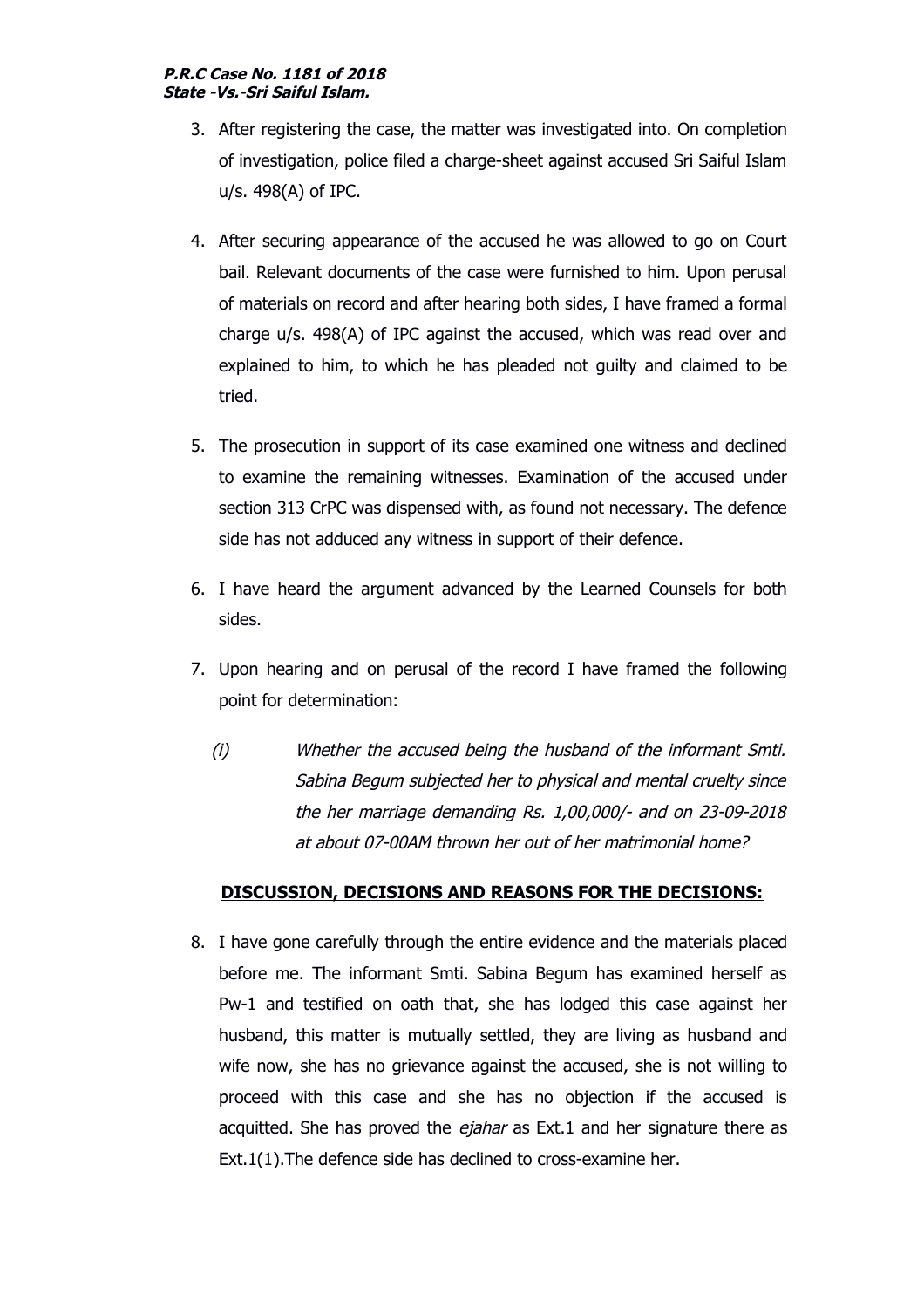3. After registering the case, the matter was investigated into. On completion of investigation, police filed a charge-sheet against accused Sri Saiful Islam u/s. 498(A) of IPC.

4. After securing appearance of the accused he was allowed to go on Court bail. Relevant documents of the case were furnished to him. Upon perusal of materials on record and after hearing both sides, I have framed a formal charge u/s. 498(A) of IPC against the accused, which was read over and explained to him, to which he has pleaded not guilty and claimed to be tried.

5. The prosecution in support of its case examined one witness and declined to examine the remaining witnesses. Examination of the accused under section 313 CrPC was dispensed with, as found not necessary. The defence side has not adduced any witness in support of their defence.

6. I have heard the argument advanced by the Learned Counsels for both sides.

7. Upon hearing and on perusal of the record I have framed the following point for determination:

   (i) *Whether the accused being the husband of the informant Smti. Sabina Begum subjected her to physical and mental cruelty since the her marriage demanding Rs. 1,00,000/- and on 23-09-2018 at about 07-00AM thrown her out of her matrimonial home?*

**DISCUSSION, DECISIONS AND REASONS FOR THE DECISIONS:**

8. I have gone carefully through the entire evidence and the materials placed before me. The informant Smti. Sabina Begum has examined herself as Pw-1 and testified on oath that, she has lodged this case against her husband, this matter is mutually settled, they are living as husband and wife now, she has no grievance against the accused, she is not willing to proceed with this case and she has no objection if the accused is acquitted. She has proved the *ejahar* as Ext.1 and her signature there as Ext.1(1).The defence side has declined to cross-examine her.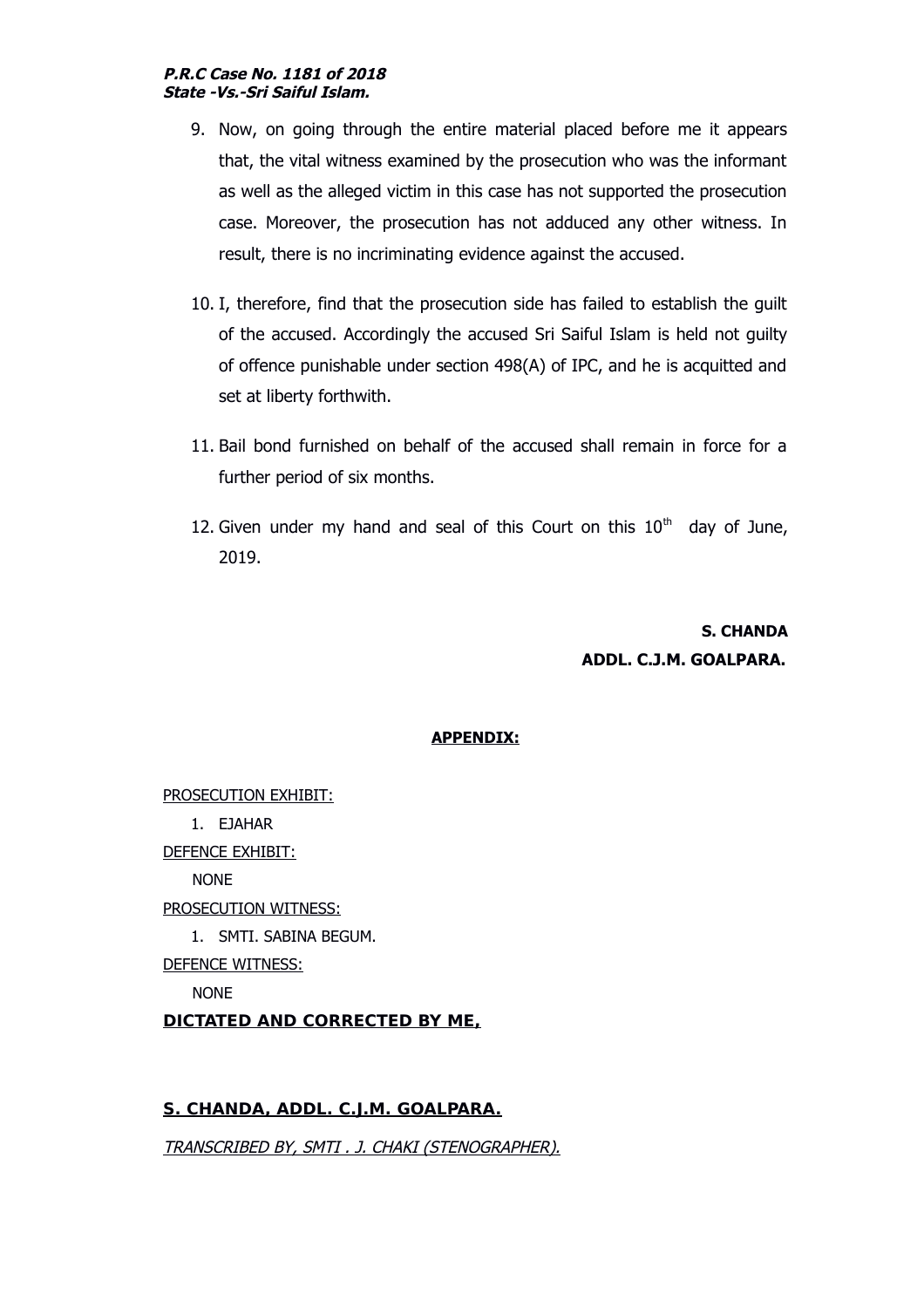9. Now, on going through the entire material placed before me it appears that, the vital witness examined by the prosecution who was the informant as well as the alleged victim in this case has not supported the prosecution case. Moreover, the prosecution has not adduced any other witness. In result, there is no incriminating evidence against the accused.

10. I, therefore, find that the prosecution side has failed to establish the guilt of the accused. Accordingly the accused Sri Saiful Islam is held not guilty of offence punishable under section 498(A) of IPC, and he is acquitted and set at liberty forthwith.

11. Bail bond furnished on behalf of the accused shall remain in force for a further period of six months.

12. Given under my hand and seal of this Court on this 10th day of June, 2019.

**S. CHANDA**
**ADDL. C.J.M. GOALPARA.**

**APPENDIX:**

PROSECUTION EXHIBIT:

1. EJAHAR

DEFENCE EXHIBIT:

NONE

PROSECUTION WITNESS:

1. SMTI. SABINA BEGUM.

DEFENCE WITNESS:

NONE

**DICTATED AND CORRECTED BY ME,**

**S. CHANDA, ADDL. C.J.M. GOALPARA.**

*TRANSCRIBED BY, SMTI . J. CHAKI (STENOGRAPHER).*